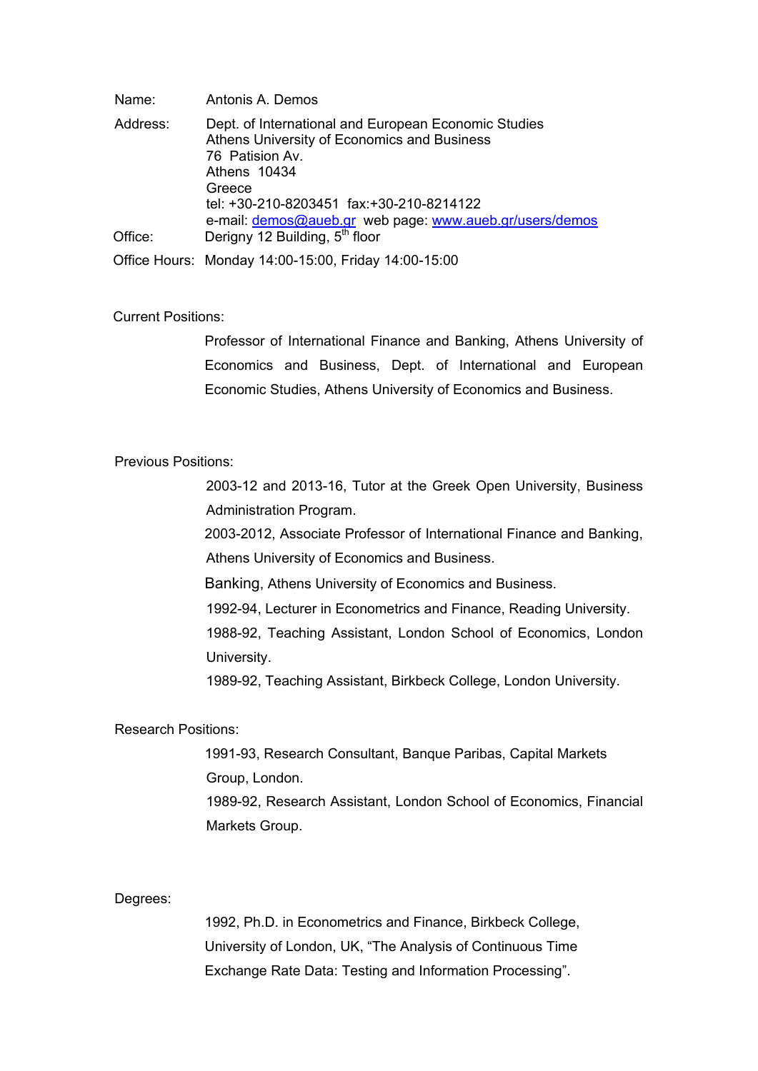Name: Antonis A. Demos

Address: Dept. of International and European Economic Studies
Athens University of Economics and Business
76 Patision Av.
Athens 10434
Greece
tel: +30-210-8203451 fax:+30-210-8214122
e-mail: [demos@aueb.gr](mailto:demos@aueb.gr) web page: [www.aueb.gr/users/demos](http://www.aueb.gr/users/demos)

Office: Derigny 12 Building, 5th floor

Office Hours: Monday 14:00-15:00, Friday 14:00-15:00

## Current Positions:

Professor of International Finance and Banking, Athens University of Economics and Business, Dept. of International and European Economic Studies, Athens University of Economics and Business.

## Previous Positions:

2003-12 and 2013-16, Tutor at the Greek Open University, Business Administration Program.

2003-2012, Associate Professor of International Finance and Banking, Athens University of Economics and Business.

Banking, Athens University of Economics and Business.

1992-94, Lecturer in Econometrics and Finance, Reading University.

1988-92, Teaching Assistant, London School of Economics, London University.

1989-92, Teaching Assistant, Birkbeck College, London University.

## Research Positions:

1991-93, Research Consultant, Banque Paribas, Capital Markets Group, London.

1989-92, Research Assistant, London School of Economics, Financial Markets Group.

## Degrees:

1992, Ph.D. in Econometrics and Finance, Birkbeck College, University of London, UK, "The Analysis of Continuous Time Exchange Rate Data: Testing and Information Processing".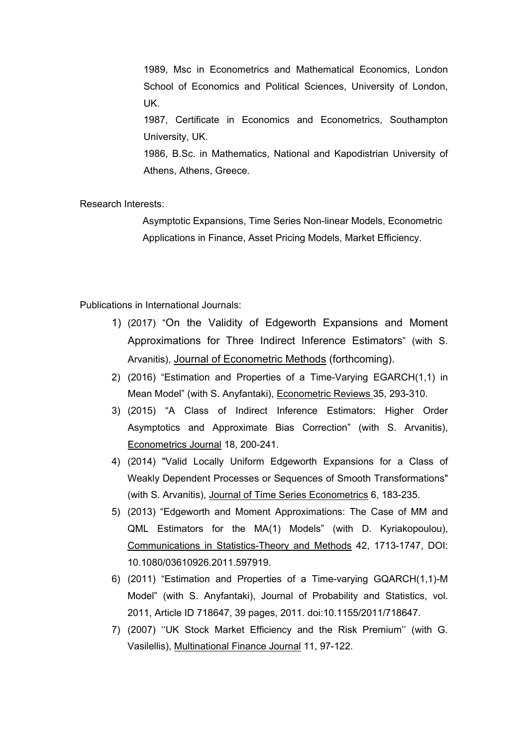1989, Msc in Econometrics and Mathematical Economics, London School of Economics and Political Sciences, University of London, UK.

1987, Certificate in Economics and Econometrics, Southampton University, UK.

1986, B.Sc. in Mathematics, National and Kapodistrian University of Athens, Athens, Greece.

Research Interests:

Asymptotic Expansions, Time Series Non-linear Models, Econometric Applications in Finance, Asset Pricing Models, Market Efficiency.

Publications in International Journals:

1) (2017) "On the Validity of Edgeworth Expansions and Moment Approximations for Three Indirect Inference Estimators" (with S. Arvanitis), Journal of Econometric Methods (forthcoming).
2) (2016) "Estimation and Properties of a Time-Varying EGARCH(1,1) in Mean Model" (with S. Anyfantaki), Econometric Reviews 35, 293-310.
3) (2015) "A Class of Indirect Inference Estimators: Higher Order Asymptotics and Approximate Bias Correction" (with S. Arvanitis), Econometrics Journal 18, 200-241.
4) (2014) "Valid Locally Uniform Edgeworth Expansions for a Class of Weakly Dependent Processes or Sequences of Smooth Transformations" (with S. Arvanitis), Journal of Time Series Econometrics 6, 183-235.
5) (2013) "Edgeworth and Moment Approximations: The Case of MM and QML Estimators for the MA(1) Models" (with D. Kyriakopoulou), Communications in Statistics-Theory and Methods 42, 1713-1747, DOI: 10.1080/03610926.2011.597919.
6) (2011) "Estimation and Properties of a Time-varying GQARCH(1,1)-M Model" (with S. Anyfantaki), Journal of Probability and Statistics, vol. 2011, Article ID 718647, 39 pages, 2011. doi:10.1155/2011/718647.
7) (2007) ''UK Stock Market Efficiency and the Risk Premium'' (with G. Vasilellis), Multinational Finance Journal 11, 97-122.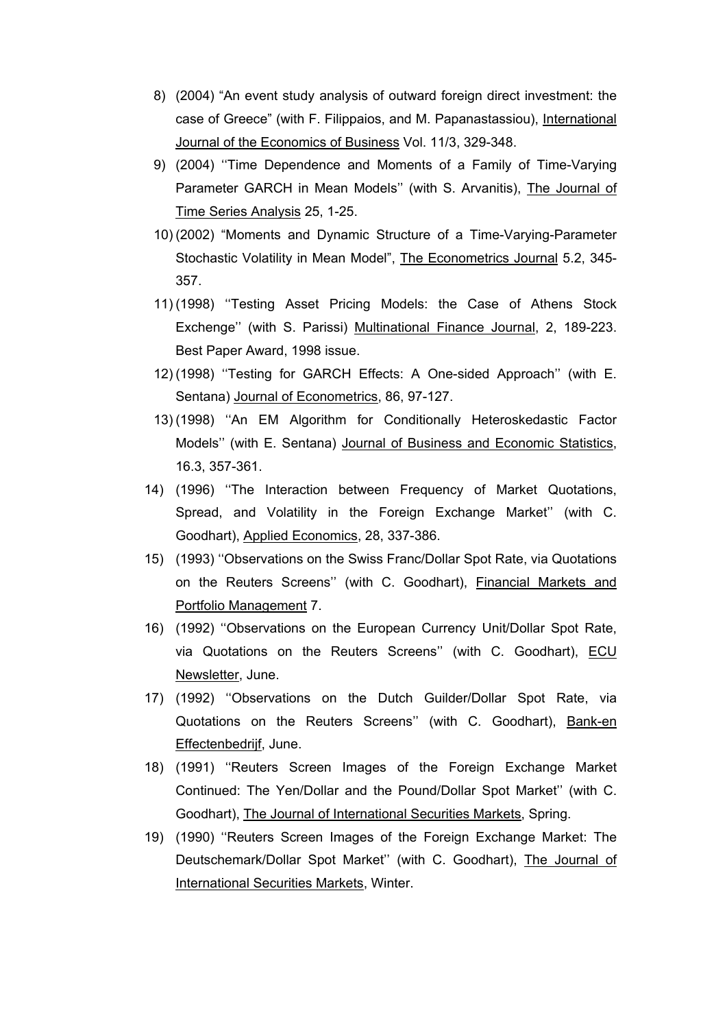8) (2004) “An event study analysis of outward foreign direct investment: the case of Greece” (with F. Filippaios, and M. Papanastassiou), International Journal of the Economics of Business Vol. 11/3, 329-348.
9) (2004) ‘‘Time Dependence and Moments of a Family of Time-Varying Parameter GARCH in Mean Models’’ (with S. Arvanitis), The Journal of Time Series Analysis 25, 1-25.
10) (2002) “Moments and Dynamic Structure of a Time-Varying-Parameter Stochastic Volatility in Mean Model”, The Econometrics Journal 5.2, 345-357.
11) (1998) ‘‘Testing Asset Pricing Models: the Case of Athens Stock Exchenge’’ (with S. Parissi) Multinational Finance Journal, 2, 189-223. Best Paper Award, 1998 issue.
12) (1998) ‘‘Testing for GARCH Effects: A One-sided Approach’’ (with E. Sentana) Journal of Econometrics, 86, 97-127.
13) (1998) ‘‘An EM Algorithm for Conditionally Heteroskedastic Factor Models’’ (with E. Sentana) Journal of Business and Economic Statistics, 16.3, 357-361.
14) (1996) ‘‘The Interaction between Frequency of Market Quotations, Spread, and Volatility in the Foreign Exchange Market’’ (with C. Goodhart), Applied Economics, 28, 337-386.
15) (1993) ‘‘Observations on the Swiss Franc/Dollar Spot Rate, via Quotations on the Reuters Screens’’ (with C. Goodhart), Financial Markets and Portfolio Management 7.
16) (1992) ‘‘Observations on the European Currency Unit/Dollar Spot Rate, via Quotations on the Reuters Screens’’ (with C. Goodhart), ECU Newsletter, June.
17) (1992) ‘‘Observations on the Dutch Guilder/Dollar Spot Rate, via Quotations on the Reuters Screens’’ (with C. Goodhart), Bank-en Effectenbedrijf, June.
18) (1991) ‘‘Reuters Screen Images of the Foreign Exchange Market Continued: The Yen/Dollar and the Pound/Dollar Spot Market’’ (with C. Goodhart), The Journal of International Securities Markets, Spring.
19) (1990) ‘‘Reuters Screen Images of the Foreign Exchange Market: The Deutschemark/Dollar Spot Market’’ (with C. Goodhart), The Journal of International Securities Markets, Winter.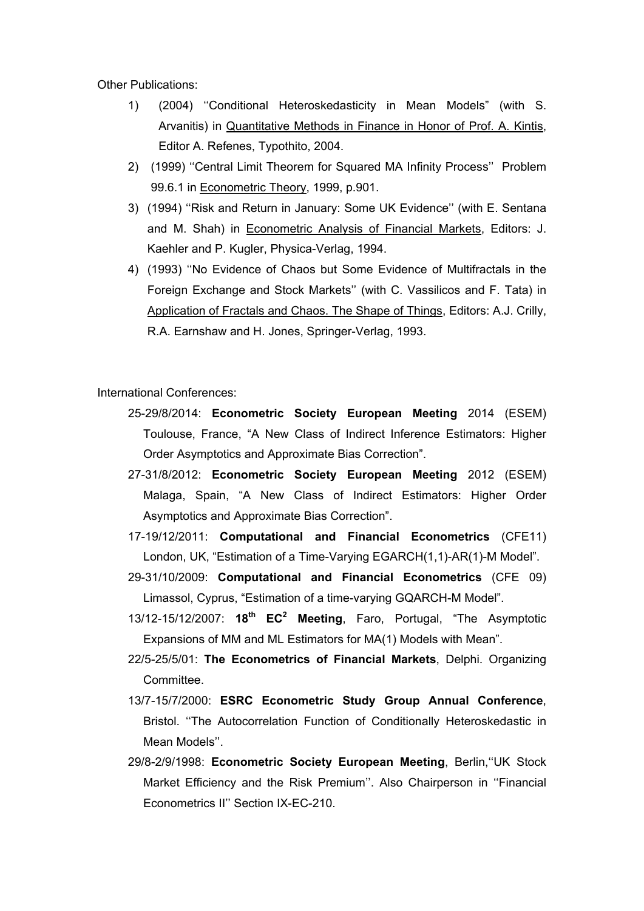Other Publications:

1) (2004) ''Conditional Heteroskedasticity in Mean Models" (with S. Arvanitis) in Quantitative Methods in Finance in Honor of Prof. A. Kintis, Editor A. Refenes, Typothito, 2004.
2) (1999) ''Central Limit Theorem for Squared MA Infinity Process'' Problem 99.6.1 in Econometric Theory, 1999, p.901.
3) (1994) ''Risk and Return in January: Some UK Evidence'' (with E. Sentana and M. Shah) in Econometric Analysis of Financial Markets, Editors: J. Kaehler and P. Kugler, Physica-Verlag, 1994.
4) (1993) ''No Evidence of Chaos but Some Evidence of Multifractals in the Foreign Exchange and Stock Markets'' (with C. Vassilicos and F. Tata) in Application of Fractals and Chaos. The Shape of Things, Editors: A.J. Crilly, R.A. Earnshaw and H. Jones, Springer-Verlag, 1993.

International Conferences:

- 25-29/8/2014: **Econometric Society European Meeting** 2014 (ESEM) Toulouse, France, "A New Class of Indirect Inference Estimators: Higher Order Asymptotics and Approximate Bias Correction".
- 27-31/8/2012: **Econometric Society European Meeting** 2012 (ESEM) Malaga, Spain, "A New Class of Indirect Estimators: Higher Order Asymptotics and Approximate Bias Correction".
- 17-19/12/2011: **Computational and Financial Econometrics** (CFE11) London, UK, "Estimation of a Time-Varying EGARCH(1,1)-AR(1)-M Model".
- 29-31/10/2009: **Computational and Financial Econometrics** (CFE 09) Limassol, Cyprus, "Estimation of a time-varying GQARCH-M Model".
- 13/12-15/12/2007: **18th EC$^2$ Meeting**, Faro, Portugal, "The Asymptotic Expansions of MM and ML Estimators for MA(1) Models with Mean".
- 22/5-25/5/01: **The Econometrics of Financial Markets**, Delphi. Organizing Committee.
- 13/7-15/7/2000: **ESRC Econometric Study Group Annual Conference**, Bristol. ''The Autocorrelation Function of Conditionally Heteroskedastic in Mean Models''.
- 29/8-2/9/1998: **Econometric Society European Meeting**, Berlin,''UK Stock Market Efficiency and the Risk Premium''. Also Chairperson in ''Financial Econometrics II'' Section IX-EC-210.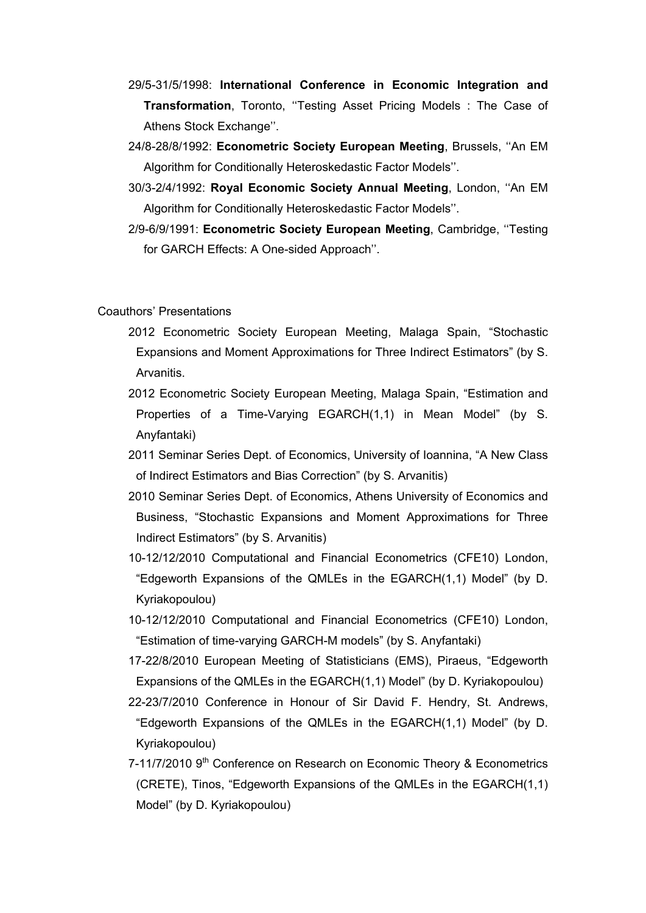- 29/5-31/5/1998: **International Conference in Economic Integration and Transformation**, Toronto, ''Testing Asset Pricing Models : The Case of Athens Stock Exchange''.
- 24/8-28/8/1992: **Econometric Society European Meeting**, Brussels, ''An EM Algorithm for Conditionally Heteroskedastic Factor Models''.
- 30/3-2/4/1992: **Royal Economic Society Annual Meeting**, London, ''An EM Algorithm for Conditionally Heteroskedastic Factor Models''.
- 2/9-6/9/1991: **Econometric Society European Meeting**, Cambridge, ''Testing for GARCH Effects: A One-sided Approach''.

Coauthors' Presentations

- 2012 Econometric Society European Meeting, Malaga Spain, "Stochastic Expansions and Moment Approximations for Three Indirect Estimators" (by S. Arvanitis.
- 2012 Econometric Society European Meeting, Malaga Spain, "Estimation and Properties of a Time-Varying EGARCH(1,1) in Mean Model" (by S. Anyfantaki)
- 2011 Seminar Series Dept. of Economics, University of Ioannina, "A New Class of Indirect Estimators and Bias Correction" (by S. Arvanitis)
- 2010 Seminar Series Dept. of Economics, Athens University of Economics and Business, "Stochastic Expansions and Moment Approximations for Three Indirect Estimators" (by S. Arvanitis)
- 10-12/12/2010 Computational and Financial Econometrics (CFE10) London, "Edgeworth Expansions of the QMLEs in the EGARCH(1,1) Model" (by D. Kyriakopoulou)
- 10-12/12/2010 Computational and Financial Econometrics (CFE10) London, "Estimation of time-varying GARCH-M models" (by S. Anyfantaki)
- 17-22/8/2010 European Meeting of Statisticians (EMS), Piraeus, "Edgeworth Expansions of the QMLEs in the EGARCH(1,1) Model" (by D. Kyriakopoulou)
- 22-23/7/2010 Conference in Honour of Sir David F. Hendry, St. Andrews, "Edgeworth Expansions of the QMLEs in the EGARCH(1,1) Model" (by D. Kyriakopoulou)
- 7-11/7/2010 9th Conference on Research on Economic Theory & Econometrics (CRETE), Tinos, "Edgeworth Expansions of the QMLEs in the EGARCH(1,1) Model" (by D. Kyriakopoulou)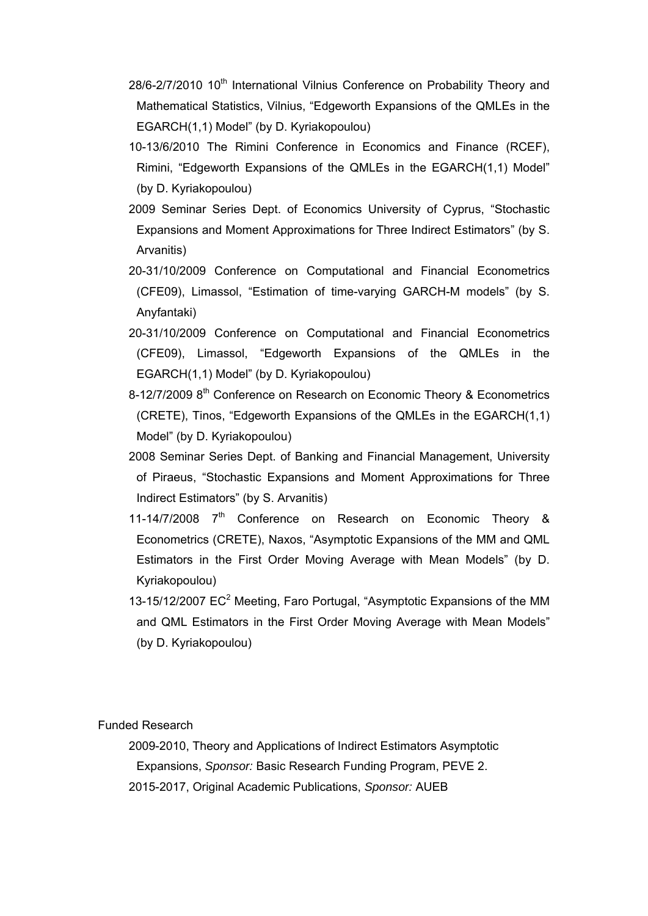- 28/6-2/7/2010 10th International Vilnius Conference on Probability Theory and Mathematical Statistics, Vilnius, "Edgeworth Expansions of the QMLEs in the EGARCH(1,1) Model" (by D. Kyriakopoulou)
- 10-13/6/2010 The Rimini Conference in Economics and Finance (RCEF), Rimini, "Edgeworth Expansions of the QMLEs in the EGARCH(1,1) Model" (by D. Kyriakopoulou)
- 2009 Seminar Series Dept. of Economics University of Cyprus, "Stochastic Expansions and Moment Approximations for Three Indirect Estimators" (by S. Arvanitis)
- 20-31/10/2009 Conference on Computational and Financial Econometrics (CFE09), Limassol, "Estimation of time-varying GARCH-M models" (by S. Anyfantaki)
- 20-31/10/2009 Conference on Computational and Financial Econometrics (CFE09), Limassol, "Edgeworth Expansions of the QMLEs in the EGARCH(1,1) Model" (by D. Kyriakopoulou)
- 8-12/7/2009 8th Conference on Research on Economic Theory & Econometrics (CRETE), Tinos, "Edgeworth Expansions of the QMLEs in the EGARCH(1,1) Model" (by D. Kyriakopoulou)
- 2008 Seminar Series Dept. of Banking and Financial Management, University of Piraeus, "Stochastic Expansions and Moment Approximations for Three Indirect Estimators" (by S. Arvanitis)
- 11-14/7/2008 7th Conference on Research on Economic Theory & Econometrics (CRETE), Naxos, "Asymptotic Expansions of the MM and QML Estimators in the First Order Moving Average with Mean Models" (by D. Kyriakopoulou)
- 13-15/12/2007 $EC^2$ Meeting, Faro Portugal, "Asymptotic Expansions of the MM and QML Estimators in the First Order Moving Average with Mean Models" (by D. Kyriakopoulou)

Funded Research

- 2009-2010, Theory and Applications of Indirect Estimators Asymptotic Expansions, *Sponsor:* Basic Research Funding Program, PEVE 2.
- 2015-2017, Original Academic Publications, *Sponsor:* AUEB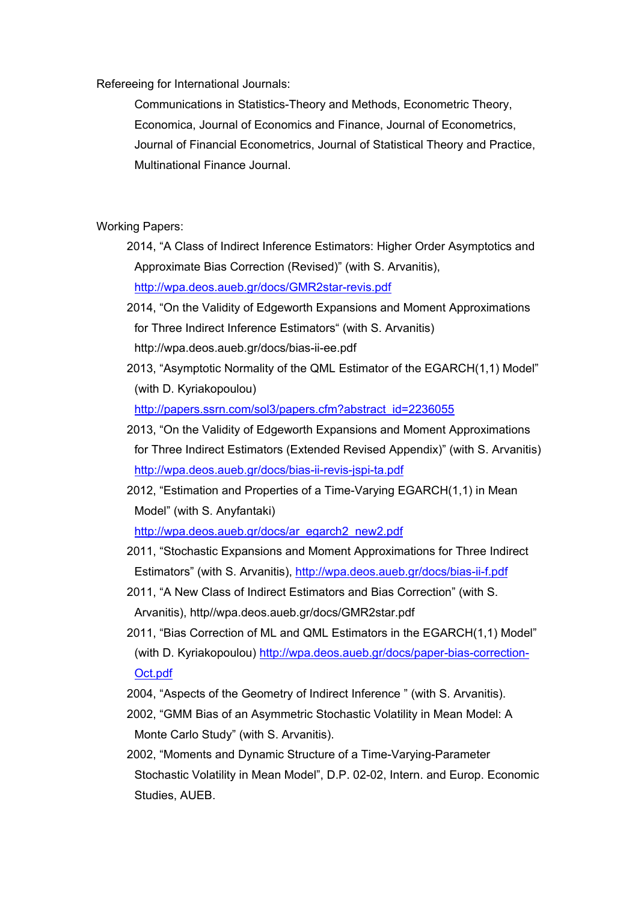Refereeing for International Journals:

Communications in Statistics-Theory and Methods, Econometric Theory, Economica, Journal of Economics and Finance, Journal of Econometrics, Journal of Financial Econometrics, Journal of Statistical Theory and Practice, Multinational Finance Journal.

Working Papers:

- 2014, “A Class of Indirect Inference Estimators: Higher Order Asymptotics and Approximate Bias Correction (Revised)” (with S. Arvanitis), http://wpa.deos.aueb.gr/docs/GMR2star-revis.pdf
- 2014, “On the Validity of Edgeworth Expansions and Moment Approximations for Three Indirect Inference Estimators“ (with S. Arvanitis) http://wpa.deos.aueb.gr/docs/bias-ii-ee.pdf
- 2013, “Asymptotic Normality of the QML Estimator of the EGARCH(1,1) Model” (with D. Kyriakopoulou) http://papers.ssrn.com/sol3/papers.cfm?abstract_id=2236055
- 2013, “On the Validity of Edgeworth Expansions and Moment Approximations for Three Indirect Estimators (Extended Revised Appendix)” (with S. Arvanitis) http://wpa.deos.aueb.gr/docs/bias-ii-revis-jspi-ta.pdf
- 2012, “Estimation and Properties of a Time-Varying EGARCH(1,1) in Mean Model” (with S. Anyfantaki) http://wpa.deos.aueb.gr/docs/ar_egarch2_new2.pdf
- 2011, “Stochastic Expansions and Moment Approximations for Three Indirect Estimators” (with S. Arvanitis), http://wpa.deos.aueb.gr/docs/bias-ii-f.pdf
- 2011, “A New Class of Indirect Estimators and Bias Correction” (with S. Arvanitis), http//wpa.deos.aueb.gr/docs/GMR2star.pdf
- 2011, “Bias Correction of ML and QML Estimators in the EGARCH(1,1) Model” (with D. Kyriakopoulou) http://wpa.deos.aueb.gr/docs/paper-bias-correction-Oct.pdf
- 2004, “Aspects of the Geometry of Indirect Inference ” (with S. Arvanitis).
- 2002, “GMM Bias of an Asymmetric Stochastic Volatility in Mean Model: A Monte Carlo Study” (with S. Arvanitis).
- 2002, “Moments and Dynamic Structure of a Time-Varying-Parameter Stochastic Volatility in Mean Model”, D.P. 02-02, Intern. and Europ. Economic Studies, AUEB.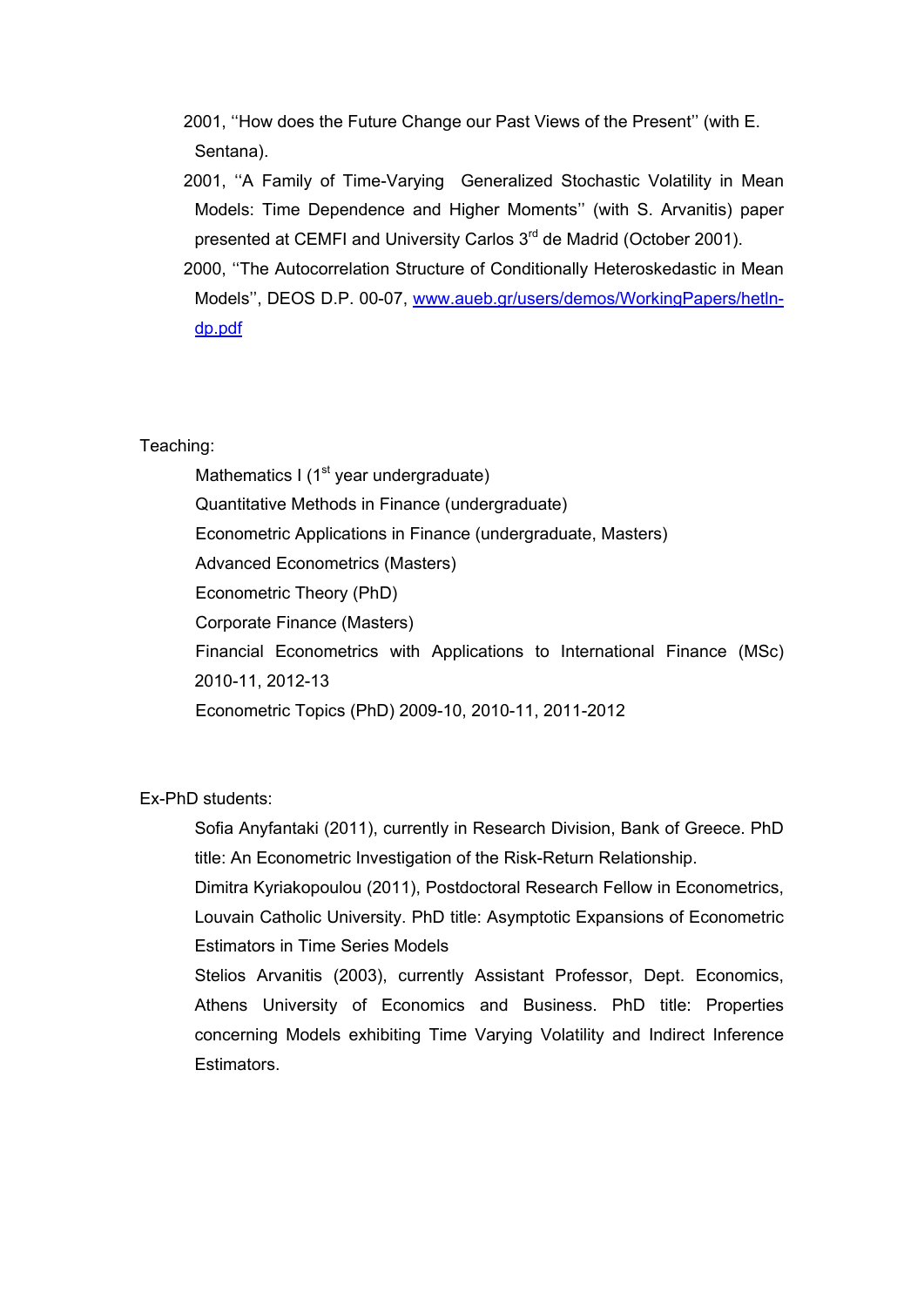2001, ''How does the Future Change our Past Views of the Present'' (with E. Sentana).

2001, ''A Family of Time-Varying Generalized Stochastic Volatility in Mean Models: Time Dependence and Higher Moments'' (with S. Arvanitis) paper presented at CEMFI and University Carlos 3rd de Madrid (October 2001).

2000, ''The Autocorrelation Structure of Conditionally Heteroskedastic in Mean Models'', DEOS D.P. 00-07, www.aueb.gr/users/demos/WorkingPapers/hetln-dp.pdf

Teaching:

Mathematics I (1st year undergraduate)
Quantitative Methods in Finance (undergraduate)
Econometric Applications in Finance (undergraduate, Masters)
Advanced Econometrics (Masters)
Econometric Theory (PhD)
Corporate Finance (Masters)
Financial Econometrics with Applications to International Finance (MSc) 2010-11, 2012-13
Econometric Topics (PhD) 2009-10, 2010-11, 2011-2012

Ex-PhD students:

Sofia Anyfantaki (2011), currently in Research Division, Bank of Greece. PhD title: An Econometric Investigation of the Risk-Return Relationship.
Dimitra Kyriakopoulou (2011), Postdoctoral Research Fellow in Econometrics, Louvain Catholic University. PhD title: Asymptotic Expansions of Econometric Estimators in Time Series Models
Stelios Arvanitis (2003), currently Assistant Professor, Dept. Economics, Athens University of Economics and Business. PhD title: Properties concerning Models exhibiting Time Varying Volatility and Indirect Inference Estimators.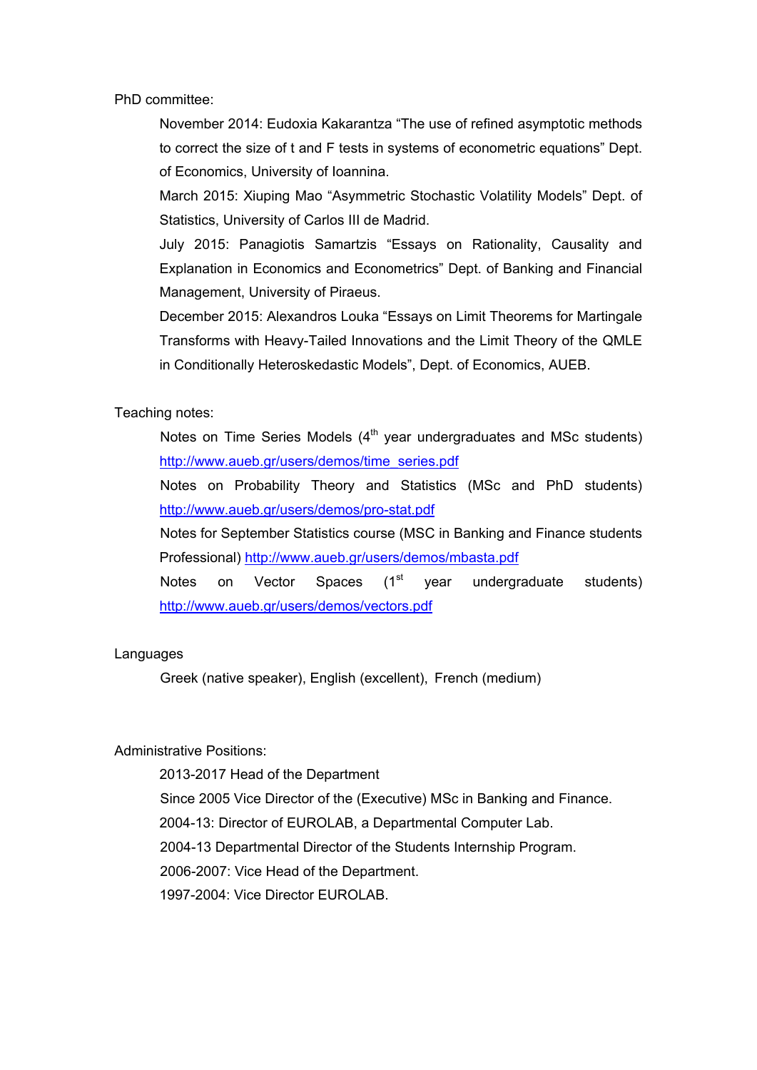PhD committee:

November 2014: Eudoxia Kakarantza "The use of refined asymptotic methods to correct the size of t and F tests in systems of econometric equations" Dept. of Economics, University of Ioannina.

March 2015: Xiuping Mao "Asymmetric Stochastic Volatility Models" Dept. of Statistics, University of Carlos III de Madrid.

July 2015: Panagiotis Samartzis "Essays on Rationality, Causality and Explanation in Economics and Econometrics" Dept. of Banking and Financial Management, University of Piraeus.

December 2015: Alexandros Louka "Essays on Limit Theorems for Martingale Transforms with Heavy-Tailed Innovations and the Limit Theory of the QMLE in Conditionally Heteroskedastic Models", Dept. of Economics, AUEB.

Teaching notes:

Notes on Time Series Models (4th year undergraduates and MSc students) http://www.aueb.gr/users/demos/time_series.pdf

Notes on Probability Theory and Statistics (MSc and PhD students) http://www.aueb.gr/users/demos/pro-stat.pdf

Notes for September Statistics course (MSC in Banking and Finance students Professional) http://www.aueb.gr/users/demos/mbasta.pdf

Notes on Vector Spaces (1st year undergraduate students) http://www.aueb.gr/users/demos/vectors.pdf

Languages

Greek (native speaker), English (excellent), French (medium)

Administrative Positions:

2013-2017 Head of the Department

Since 2005 Vice Director of the (Executive) MSc in Banking and Finance.

2004-13: Director of EUROLAB, a Departmental Computer Lab.

2004-13 Departmental Director of the Students Internship Program.

2006-2007: Vice Head of the Department.

1997-2004: Vice Director EUROLAB.